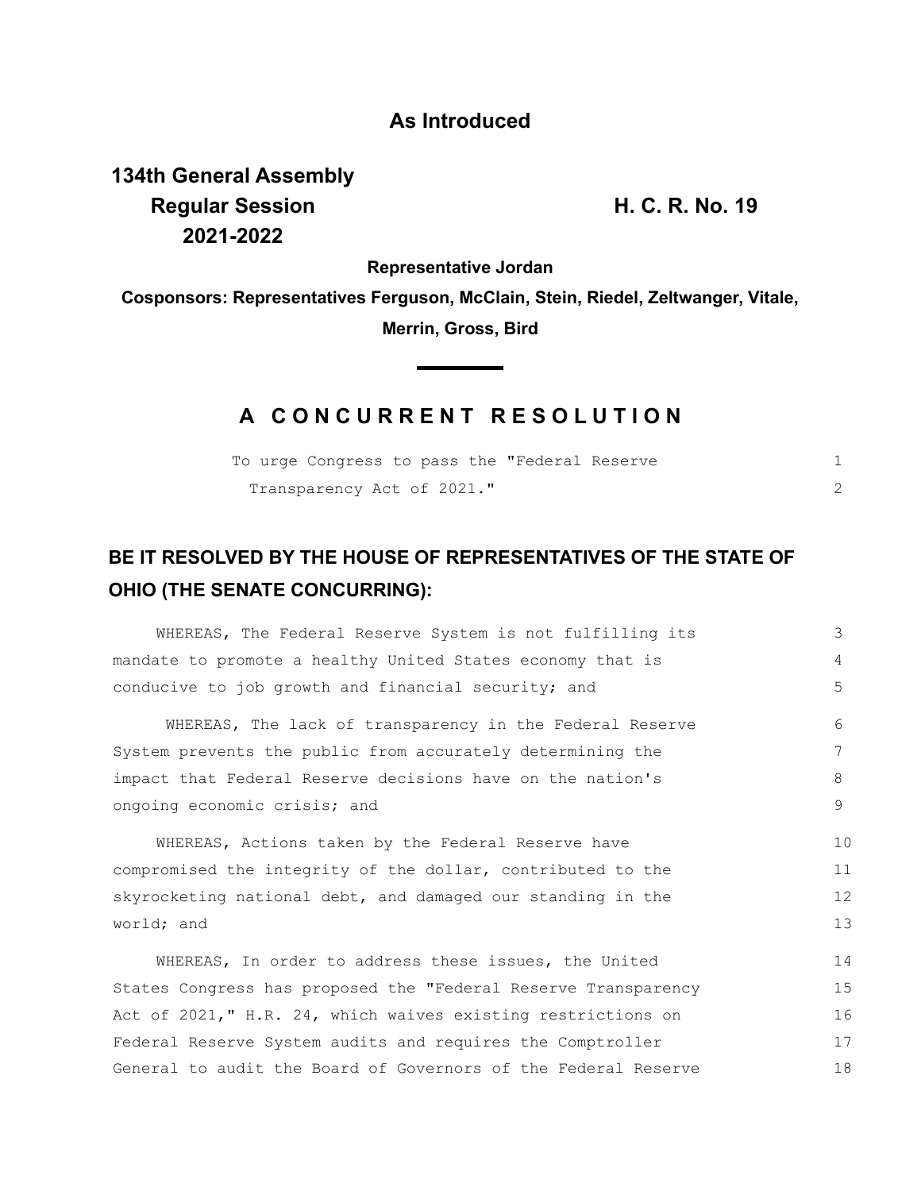**As Introduced**

**134th General Assembly**
**Regular Session**
**2021-2022**

**H. C. R. No. 19**

**Representative Jordan**

**Cosponsors: Representatives Ferguson, McClain, Stein, Riedel, Zeltwanger, Vitale, Merrin, Gross, Bird**

# A CONCURRENT RESOLUTION

To urge Congress to pass the "Federal Reserve Transparency Act of 2021."

**BE IT RESOLVED BY THE HOUSE OF REPRESENTATIVES OF THE STATE OF OHIO (THE SENATE CONCURRING):**

WHEREAS, The Federal Reserve System is not fulfilling its mandate to promote a healthy United States economy that is conducive to job growth and financial security; and

WHEREAS, The lack of transparency in the Federal Reserve System prevents the public from accurately determining the impact that Federal Reserve decisions have on the nation's ongoing economic crisis; and

WHEREAS, Actions taken by the Federal Reserve have compromised the integrity of the dollar, contributed to the skyrocketing national debt, and damaged our standing in the world; and

WHEREAS, In order to address these issues, the United States Congress has proposed the "Federal Reserve Transparency Act of 2021," H.R. 24, which waives existing restrictions on Federal Reserve System audits and requires the Comptroller General to audit the Board of Governors of the Federal Reserve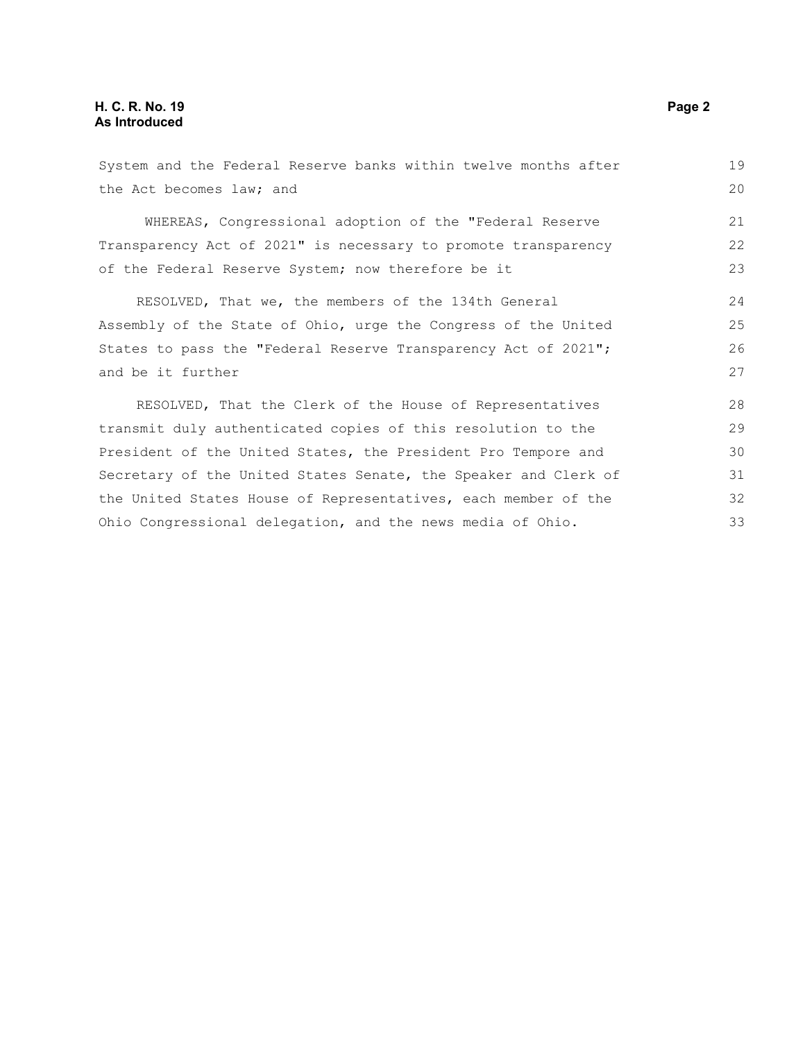System and the Federal Reserve banks within twelve months after the Act becomes law; and

WHEREAS, Congressional adoption of the "Federal Reserve Transparency Act of 2021" is necessary to promote transparency of the Federal Reserve System; now therefore be it

RESOLVED, That we, the members of the 134th General Assembly of the State of Ohio, urge the Congress of the United States to pass the "Federal Reserve Transparency Act of 2021"; and be it further

RESOLVED, That the Clerk of the House of Representatives transmit duly authenticated copies of this resolution to the President of the United States, the President Pro Tempore and Secretary of the United States Senate, the Speaker and Clerk of the United States House of Representatives, each member of the Ohio Congressional delegation, and the news media of Ohio.